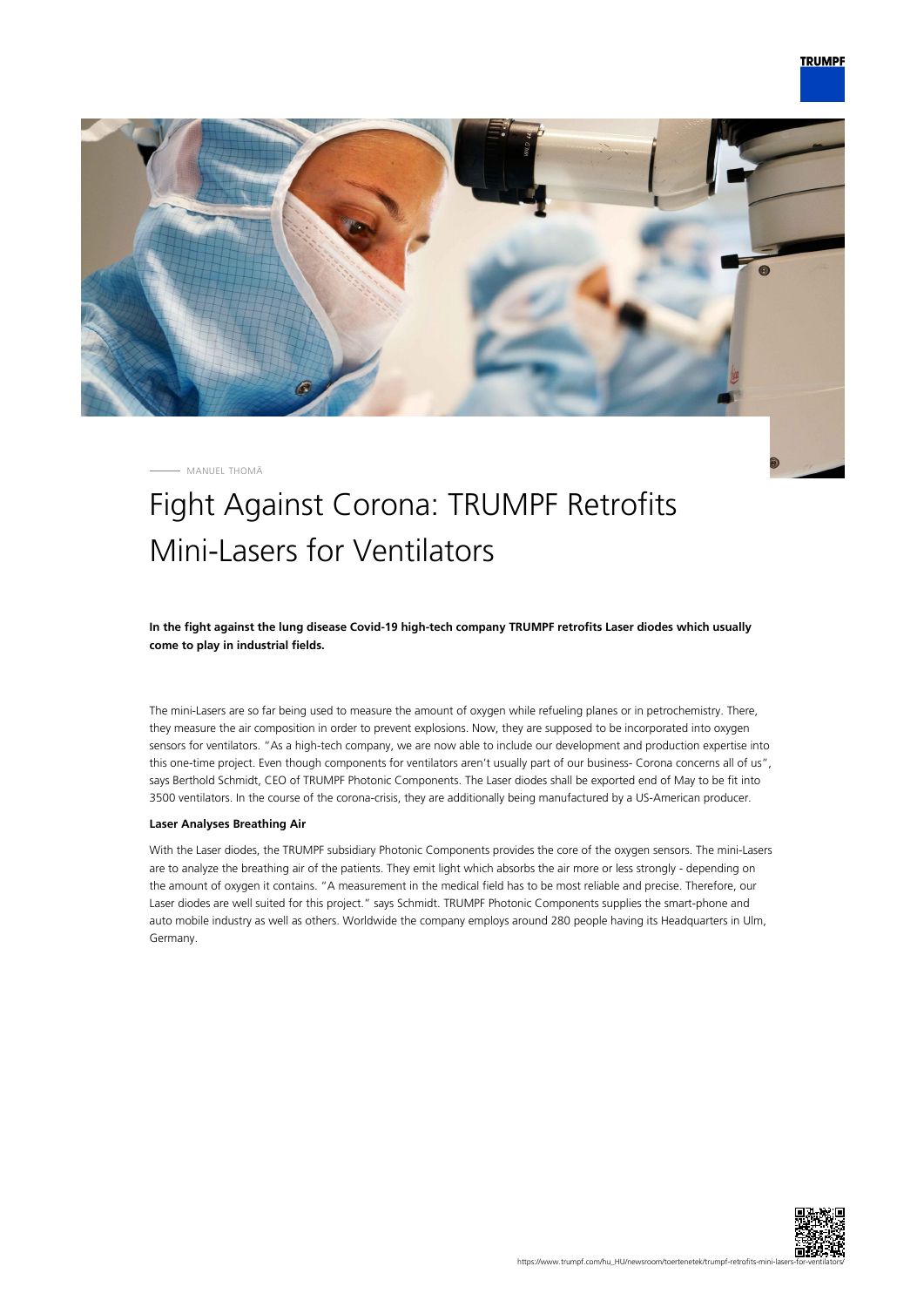MANUEL THOMÄ

# Fight Against Corona: TRUMPF Retrofits Mini-Lasers for Ventilators

**In the fight against the lung disease Covid-19 high-tech company TRUMPF retrofits Laser diodes which usually come to play in industrial fields.**

The mini-Lasers are so far being used to measure the amount of oxygen while refueling planes or in petrochemistry. There, they measure the air composition in order to prevent explosions. Now, they are supposed to be incorporated into oxygen sensors for ventilators. "As a high-tech company, we are now able to include our development and production expertise into this one-time project. Even though components for ventilators aren't usually part of our business- Corona concerns all of us", says Berthold Schmidt, CEO of TRUMPF Photonic Components. The Laser diodes shall be exported end of May to be fit into 3500 ventilators. In the course of the corona-crisis, they are additionally being manufactured by a US-American producer.

**Laser Analyses Breathing Air**

With the Laser diodes, the TRUMPF subsidiary Photonic Components provides the core of the oxygen sensors. The mini-Lasers are to analyze the breathing air of the patients. They emit light which absorbs the air more or less strongly - depending on the amount of oxygen it contains. "A measurement in the medical field has to be most reliable and precise. Therefore, our Laser diodes are well suited for this project." says Schmidt. TRUMPF Photonic Components supplies the smart-phone and auto mobile industry as well as others. Worldwide the company employs around 280 people having its Headquarters in Ulm, Germany.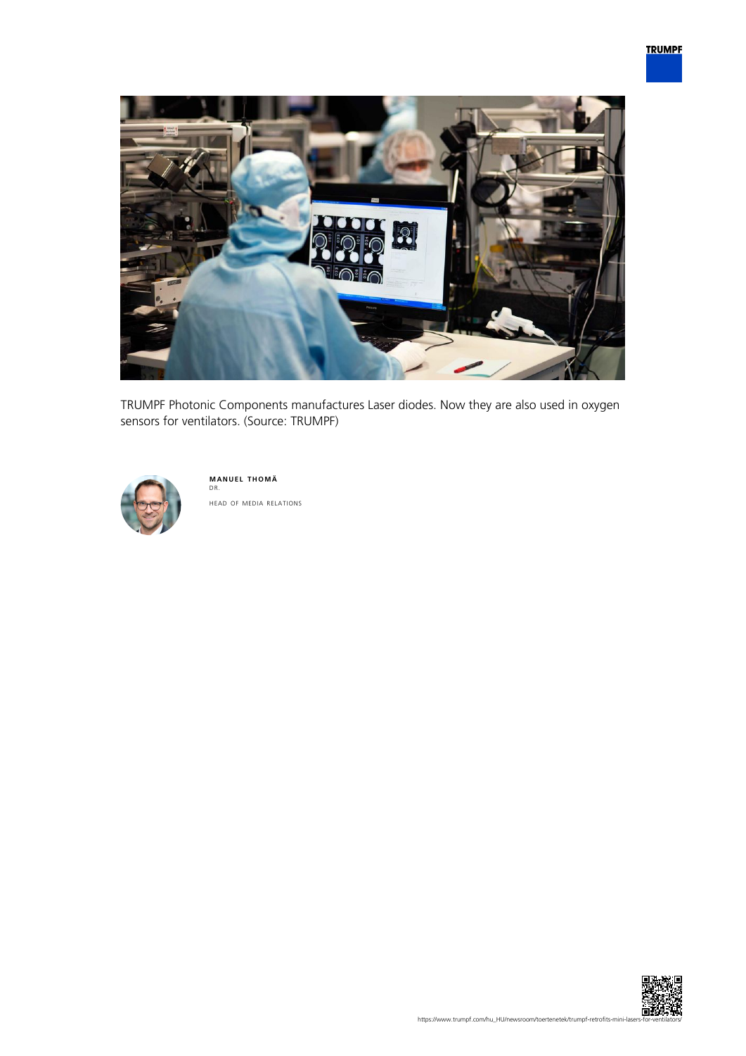TRUMPF Photonic Components manufactures Laser diodes. Now they are also used in oxygen sensors for ventilators. (Source: TRUMPF)

**MANUEL THOMÄ**
DR.
HEAD OF MEDIA RELATIONS

https://www.trumpf.com/hu_HU/newsroom/toertenetek/trumpf-retrofits-mini-lasers-for-ventilators/